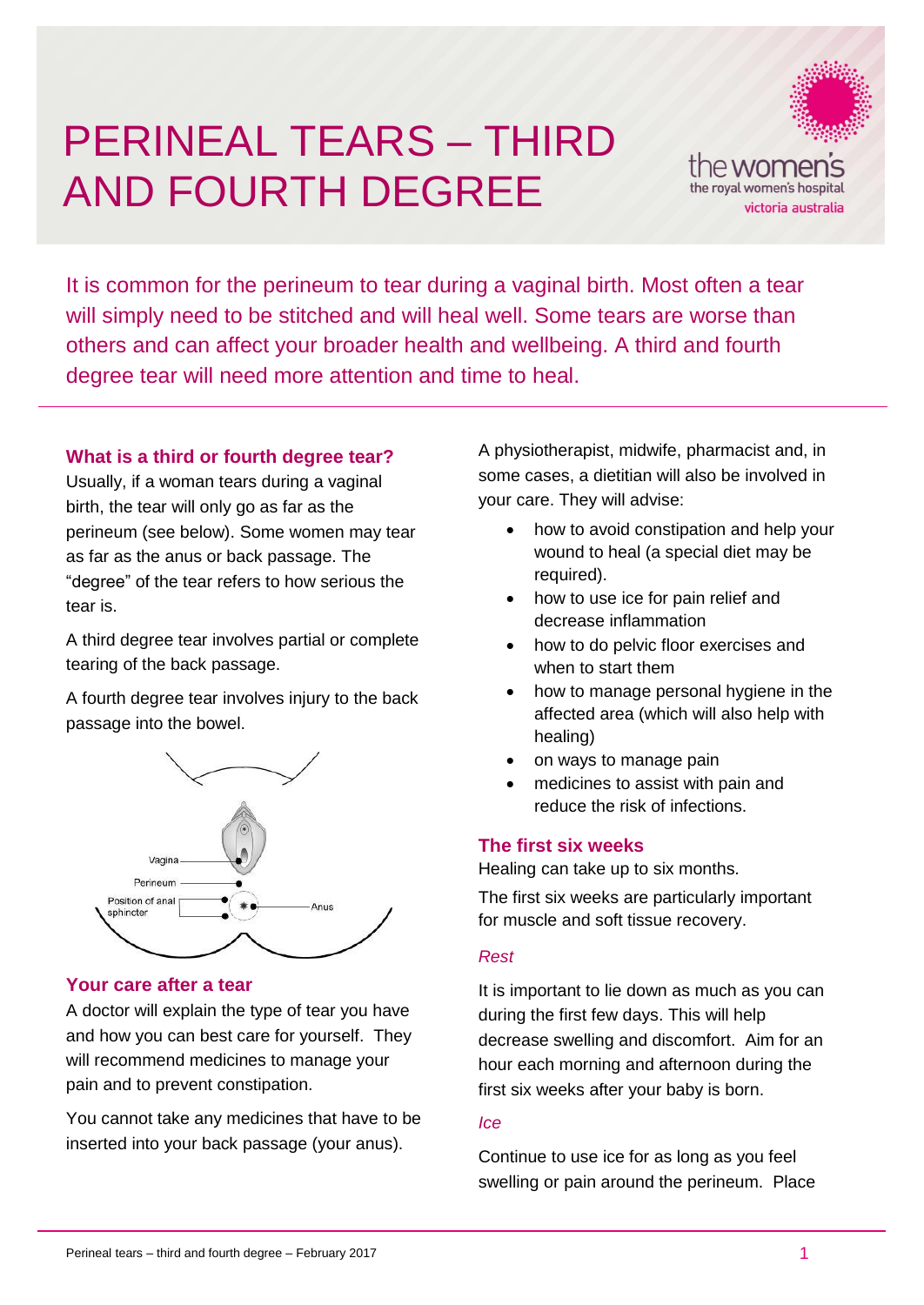# PERINEAL TEARS – THIRD AND FOURTH DEGREE

It is common for the perineum to tear during a vaginal birth. Most often a tear will simply need to be stitched and will heal well. Some tears are worse than others and can affect your broader health and wellbeing. A third and fourth degree tear will need more attention and time to heal.

## What is a third or fourth degree tear?

Usually, if a woman tears during a vaginal birth, the tear will only go as far as the perineum (see below). Some women may tear as far as the anus or back passage. The "degree" of the tear refers to how serious the tear is.

A third degree tear involves partial or complete tearing of the back passage.

A fourth degree tear involves injury to the back passage into the bowel.

Vagina

Perineum

Position of anal sphincter

Anus

## Your care after a tear

A doctor will explain the type of tear you have and how you can best care for yourself. They will recommend medicines to manage your pain and to prevent constipation.

You cannot take any medicines that have to be inserted into your back passage (your anus).

A physiotherapist, midwife, pharmacist and, in some cases, a dietitian will also be involved in your care. They will advise:

- how to avoid constipation and help your wound to heal (a special diet may be required).
- how to use ice for pain relief and decrease inflammation
- how to do pelvic floor exercises and when to start them
- how to manage personal hygiene in the affected area (which will also help with healing)
- on ways to manage pain
- medicines to assist with pain and reduce the risk of infections.

## The first six weeks

Healing can take up to six months.

The first six weeks are particularly important for muscle and soft tissue recovery.

### *Rest*

It is important to lie down as much as you can during the first few days. This will help decrease swelling and discomfort. Aim for an hour each morning and afternoon during the first six weeks after your baby is born.

### *Ice*

Continue to use ice for as long as you feel swelling or pain around the perineum. Place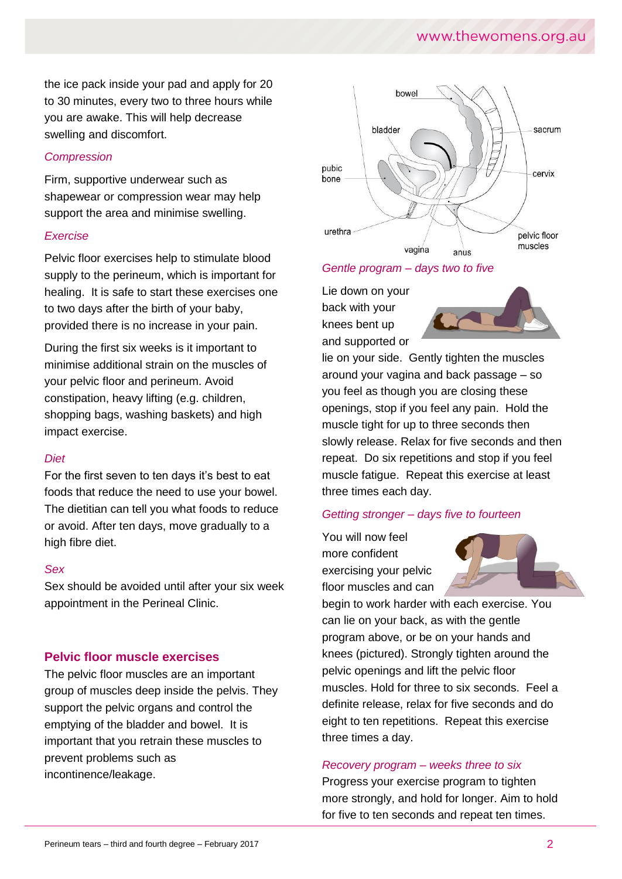the ice pack inside your pad and apply for 20 to 30 minutes, every two to three hours while you are awake. This will help decrease swelling and discomfort.

*Compression*

Firm, supportive underwear such as shapewear or compression wear may help support the area and minimise swelling.

*Exercise*

Pelvic floor exercises help to stimulate blood supply to the perineum, which is important for healing. It is safe to start these exercises one to two days after the birth of your baby, provided there is no increase in your pain.

During the first six weeks is it important to minimise additional strain on the muscles of your pelvic floor and perineum. Avoid constipation, heavy lifting (e.g. children, shopping bags, washing baskets) and high impact exercise.

*Diet*

For the first seven to ten days it's best to eat foods that reduce the need to use your bowel. The dietitian can tell you what foods to reduce or avoid. After ten days, move gradually to a high fibre diet.

*Sex*

Sex should be avoided until after your six week appointment in the Perineal Clinic.

## Pelvic floor muscle exercises

The pelvic floor muscles are an important group of muscles deep inside the pelvis. They support the pelvic organs and control the emptying of the bladder and bowel. It is important that you retrain these muscles to prevent problems such as incontinence/leakage.

*Gentle program – days two to five*

Lie down on your back with your knees bent up and supported or lie on your side. Gently tighten the muscles around your vagina and back passage – so you feel as though you are closing these openings, stop if you feel any pain. Hold the muscle tight for up to three seconds then slowly release. Relax for five seconds and then repeat. Do six repetitions and stop if you feel muscle fatigue. Repeat this exercise at least three times each day.

*Getting stronger – days five to fourteen*

You will now feel more confident exercising your pelvic floor muscles and can begin to work harder with each exercise. You can lie on your back, as with the gentle program above, or be on your hands and knees (pictured). Strongly tighten around the pelvic openings and lift the pelvic floor muscles. Hold for three to six seconds. Feel a definite release, relax for five seconds and do eight to ten repetitions. Repeat this exercise three times a day.

*Recovery program – weeks three to six*

Progress your exercise program to tighten more strongly, and hold for longer. Aim to hold for five to ten seconds and repeat ten times.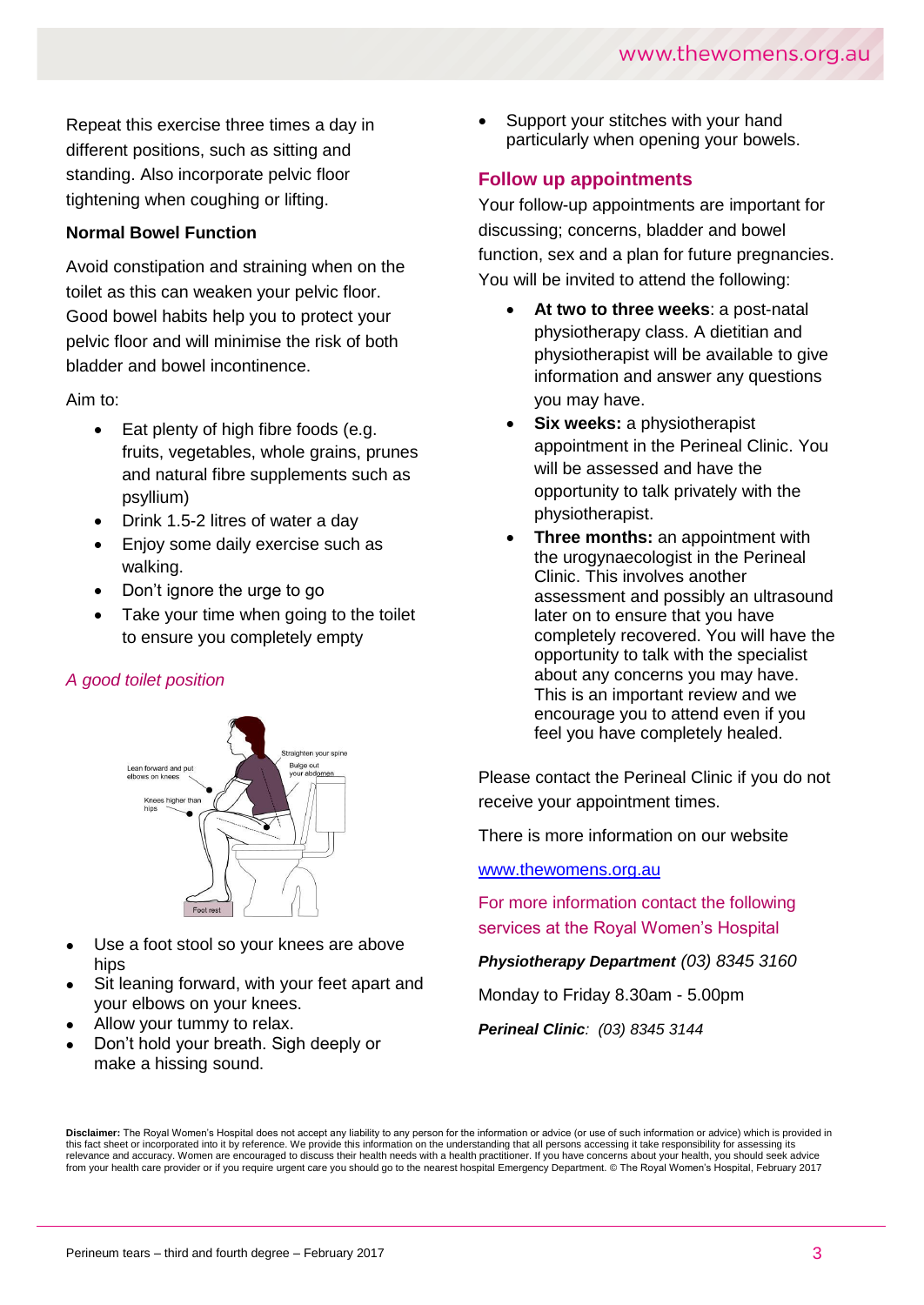Repeat this exercise three times a day in different positions, such as sitting and standing. Also incorporate pelvic floor tightening when coughing or lifting.

**Normal Bowel Function**

Avoid constipation and straining when on the toilet as this can weaken your pelvic floor. Good bowel habits help you to protect your pelvic floor and will minimise the risk of both bladder and bowel incontinence.

Aim to:

- Eat plenty of high fibre foods (e.g. fruits, vegetables, whole grains, prunes and natural fibre supplements such as psyllium)
- Drink 1.5-2 litres of water a day
- Enjoy some daily exercise such as walking.
- Don't ignore the urge to go
- Take your time when going to the toilet to ensure you completely empty

*A good toilet position*

Straighten your spine

Bulge out your abdomen

Lean forward and put elbows on knees

Knees higher than hips

Foot rest

- Use a foot stool so your knees are above hips
- Sit leaning forward, with your feet apart and your elbows on your knees.
- Allow your tummy to relax.
- Don't hold your breath. Sigh deeply or make a hissing sound.
- Support your stitches with your hand particularly when opening your bowels.

## Follow up appointments

Your follow-up appointments are important for discussing; concerns, bladder and bowel function, sex and a plan for future pregnancies. You will be invited to attend the following:

- **At two to three weeks**: a post-natal physiotherapy class. A dietitian and physiotherapist will be available to give information and answer any questions you may have.
- **Six weeks:** a physiotherapist appointment in the Perineal Clinic. You will be assessed and have the opportunity to talk privately with the physiotherapist.
- **Three months:** an appointment with the urogynaecologist in the Perineal Clinic. This involves another assessment and possibly an ultrasound later on to ensure that you have completely recovered. You will have the opportunity to talk with the specialist about any concerns you may have. This is an important review and we encourage you to attend even if you feel you have completely healed.

Please contact the Perineal Clinic if you do not receive your appointment times.

There is more information on our website

www.thewomens.org.au

For more information contact the following services at the Royal Women's Hospital

***Physiotherapy Department*** *(03) 8345 3160*

Monday to Friday 8.30am - 5.00pm

***Perineal Clinic****: (03) 8345 3144*

**Disclaimer:** The Royal Women's Hospital does not accept any liability to any person for the information or advice (or use of such information or advice) which is provided in this fact sheet or incorporated into it by reference. We provide this information on the understanding that all persons accessing it take responsibility for assessing its relevance and accuracy. Women are encouraged to discuss their health needs with a health practitioner. If you have concerns about your health, you should seek advice from your health care provider or if you require urgent care you should go to the nearest hospital Emergency Department. © The Royal Women's Hospital, February 2017